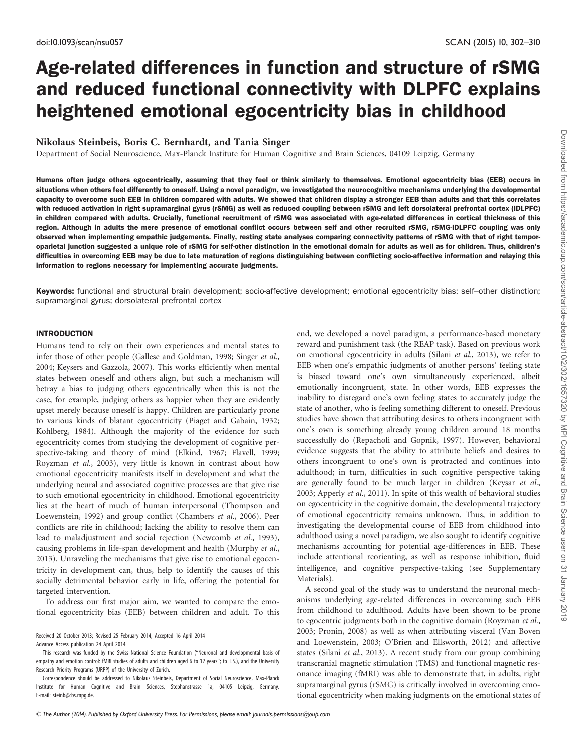# Age-related differences in function and structure of rSMG and reduced functional connectivity with DLPFC explains heightened emotional egocentricity bias in childhood

Nikolaus Steinbeis, Boris C. Bernhardt, and Tania Singer

Department of Social Neuroscience, Max-Planck Institute for Human Cognitive and Brain Sciences, 04109 Leipzig, Germany

**Humans often judge others egocentrically, assuming that they feel or think similarly to themselves. Emotional egocentricity bias (EEB) occurs in situations when others feel differently to oneself. Using a novel paradigm, we investigated the neurocognitive mechanisms underlying the developmental capacity to overcome such EEB in children compared with adults. We showed that children display a stronger EEB than adults and that this correlates with reduced activation in right supramarginal gyrus (rSMG) as well as reduced coupling between rSMG and left dorsolateral prefrontal cortex (lDLPFC) in children compared with adults. Crucially, functional recruitment of rSMG was associated with age-related differences in cortical thickness of this region. Although in adults the mere presence of emotional conflict occurs between self and other recruited rSMG, rSMG-lDLPFC coupling was only observed when implementing empathic judgements. Finally, resting state analyses comparing connectivity patterns of rSMG with that of right temporoparietal junction suggested a unique role of rSMG for self-other distinction in the emotional domain for adults as well as for children. Thus, children's difficulties in overcoming EEB may be due to late maturation of regions distinguishing between conflicting socio-affective information and relaying this information to regions necessary for implementing accurate judgments.**

**Keywords:** functional and structural brain development; socio-affective development; emotional egocentricity bias; self–other distinction; supramarginal gyrus; dorsolateral prefrontal cortex

## INTRODUCTION

Humans tend to rely on their own experiences and mental states to infer those of other people (Gallese and Goldman, 1998; Singer *et al.*, 2004; Keysers and Gazzola, 2007). This works efficiently when mental states between oneself and others align, but such a mechanism will betray a bias to judging others egocentrically when this is not the case, for example, judging others as happier when they are evidently upset merely because oneself is happy. Children are particularly prone to various kinds of blatant egocentricity (Piaget and Gabain, 1932; Kohlberg, 1984). Although the majority of the evidence for such egocentricity comes from studying the development of cognitive perspective-taking and theory of mind (Elkind, 1967; Flavell, 1999; Royzman *et al.*, 2003), very little is known in contrast about how emotional egocentricity manifests itself in development and what the underlying neural and associated cognitive processes are that give rise to such emotional egocentricity in childhood. Emotional egocentricity lies at the heart of much of human interpersonal (Thompson and Loewenstein, 1992) and group conflict (Chambers *et al.*, 2006). Peer conflicts are rife in childhood; lacking the ability to resolve them can lead to maladjustment and social rejection (Newcomb *et al.*, 1993), causing problems in life-span development and health (Murphy *et al.*, 2013). Unraveling the mechanisms that give rise to emotional egocentricity in development can, thus, help to identify the causes of this socially detrimental behavior early in life, offering the potential for targeted intervention.

To address our first major aim, we wanted to compare the emotional egocentricity bias (EEB) between children and adult. To this end, we developed a novel paradigm, a performance-based monetary reward and punishment task (the REAP task). Based on previous work on emotional egocentricity in adults (Silani *et al.*, 2013), we refer to EEB when one's empathic judgments of another persons' feeling state is biased toward one's own simultaneously experienced, albeit emotionally incongruent, state. In other words, EEB expresses the inability to disregard one's own feeling states to accurately judge the state of another, who is feeling something different to oneself. Previous studies have shown that attributing desires to others incongruent with one's own is something already young children around 18 months successfully do (Repacholi and Gopnik, 1997). However, behavioral evidence suggests that the ability to attribute beliefs and desires to others incongruent to one's own is protracted and continues into adulthood; in turn, difficulties in such cognitive perspective taking are generally found to be much larger in children (Keysar *et al.*, 2003; Apperly *et al.*, 2011). In spite of this wealth of behavioral studies on egocentricity in the cognitive domain, the developmental trajectory of emotional egocentricity remains unknown. Thus, in addition to investigating the developmental course of EEB from childhood into adulthood using a novel paradigm, we also sought to identify cognitive mechanisms accounting for potential age-differences in EEB. These include attentional reorienting, as well as response inhibition, fluid intelligence, and cognitive perspective-taking (see Supplementary Materials).

A second goal of the study was to understand the neuronal mechanisms underlying age-related differences in overcoming such EEB from childhood to adulthood. Adults have been shown to be prone to egocentric judgments both in the cognitive domain (Royzman *et al.*, 2003; Pronin, 2008) as well as when attributing visceral (Van Boven and Loewenstein, 2003; O'Brien and Ellsworth, 2012) and affective states (Silani *et al.*, 2013). A recent study from our group combining transcranial magnetic stimulation (TMS) and functional magnetic resonance imaging (fMRI) was able to demonstrate that, in adults, right supramarginal gyrus (rSMG) is critically involved in overcoming emotional egocentricity when making judgments on the emotional states of

Received 20 October 2013; Revised 25 February 2014; Accepted 16 April 2014

Advance Access publication 24 April 2014

This research was funded by the Swiss National Science Foundation ("Neuronal and developmental basis of empathy and emotion control: fMRI studies of adults and children aged 6 to 12 years"; to T.S.), and the University Research Priority Programs (URPP) of the University of Zurich.

Correspondence should be addressed to Nikolaus Steinbeis, Department of Social Neuroscience, Max-Planck Institute for Human Cognitive and Brain Sciences, Stephanstrasse 1a, 04105 Leipzig, Germany. E-mail: steinb@cbs.mpg.de.

© The Author (2014). Published by Oxford University Press. For Permissions, please email: journals.permissions@oup.com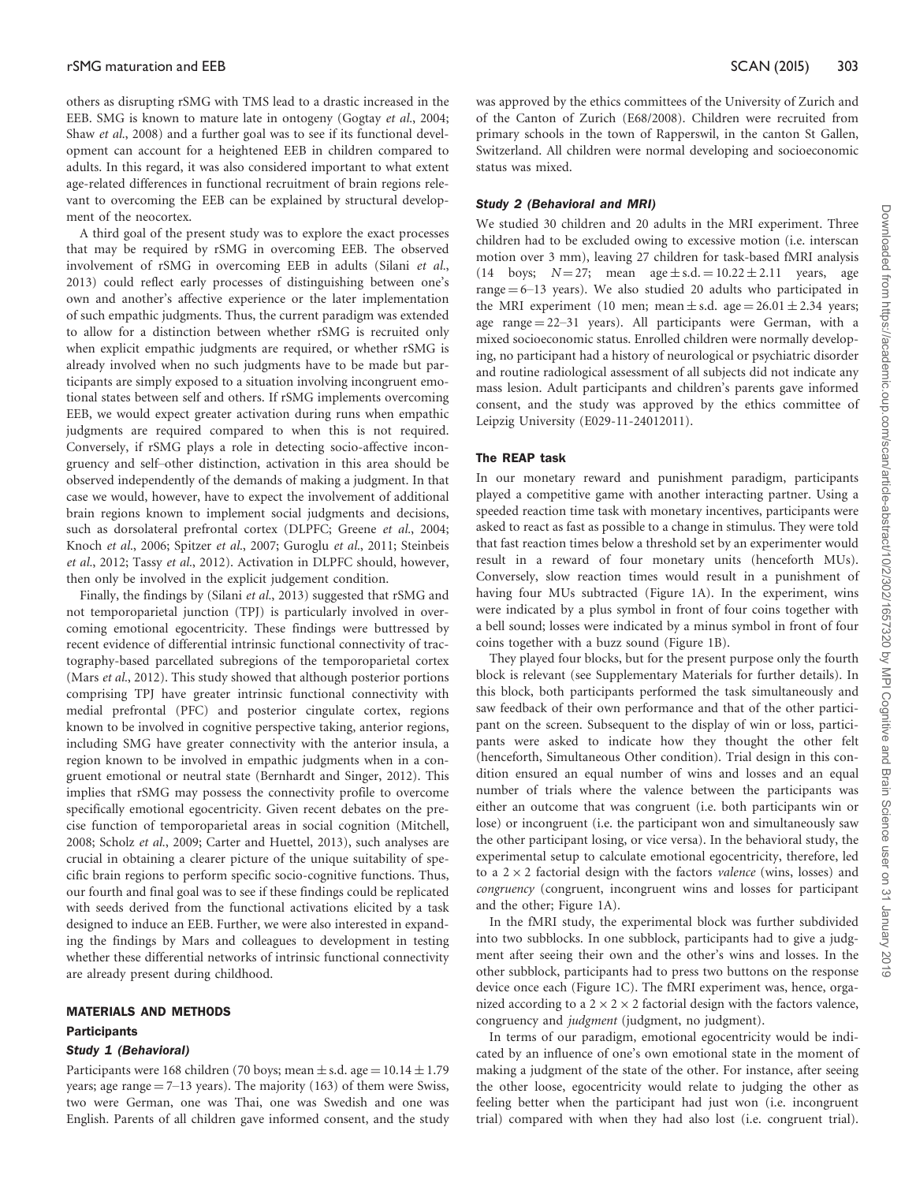others as disrupting rSMG with TMS lead to a drastic increased in the EEB. SMG is known to mature late in ontogeny (Gogtay *et al.*, 2004; Shaw *et al.*, 2008) and a further goal was to see if its functional development can account for a heightened EEB in children compared to adults. In this regard, it was also considered important to what extent age-related differences in functional recruitment of brain regions relevant to overcoming the EEB can be explained by structural development of the neocortex.

A third goal of the present study was to explore the exact processes that may be required by rSMG in overcoming EEB. The observed involvement of rSMG in overcoming EEB in adults (Silani *et al.*, 2013) could reflect early processes of distinguishing between one's own and another's affective experience or the later implementation of such empathic judgments. Thus, the current paradigm was extended to allow for a distinction between whether rSMG is recruited only when explicit empathic judgments are required, or whether rSMG is already involved when no such judgments have to be made but participants are simply exposed to a situation involving incongruent emotional states between self and others. If rSMG implements overcoming EEB, we would expect greater activation during runs when empathic judgments are required compared to when this is not required. Conversely, if rSMG plays a role in detecting socio-affective incongruency and self–other distinction, activation in this area should be observed independently of the demands of making a judgment. In that case we would, however, have to expect the involvement of additional brain regions known to implement social judgments and decisions, such as dorsolateral prefrontal cortex (DLPFC; Greene *et al.*, 2004; Knoch *et al.*, 2006; Spitzer *et al.*, 2007; Guroglu *et al.*, 2011; Steinbeis *et al.*, 2012; Tassy *et al.*, 2012). Activation in DLPFC should, however, then only be involved in the explicit judgement condition.

Finally, the findings by (Silani *et al.*, 2013) suggested that rSMG and not temporoparietal junction (TPJ) is particularly involved in overcoming emotional egocentricity. These findings were buttressed by recent evidence of differential intrinsic functional connectivity of tractography-based parcellated subregions of the temporoparietal cortex (Mars *et al.*, 2012). This study showed that although posterior portions comprising TPJ have greater intrinsic functional connectivity with medial prefrontal (PFC) and posterior cingulate cortex, regions known to be involved in cognitive perspective taking, anterior regions, including SMG have greater connectivity with the anterior insula, a region known to be involved in empathic judgments when in a congruent emotional or neutral state (Bernhardt and Singer, 2012). This implies that rSMG may possess the connectivity profile to overcome specifically emotional egocentricity. Given recent debates on the precise function of temporoparietal areas in social cognition (Mitchell, 2008; Scholz *et al.*, 2009; Carter and Huettel, 2013), such analyses are crucial in obtaining a clearer picture of the unique suitability of specific brain regions to perform specific socio-cognitive functions. Thus, our fourth and final goal was to see if these findings could be replicated with seeds derived from the functional activations elicited by a task designed to induce an EEB. Further, we were also interested in expanding the findings by Mars and colleagues to development in testing whether these differential networks of intrinsic functional connectivity are already present during childhood.

## MATERIALS AND METHODS

### Participants

#### *Study 1 (Behavioral)*

Participants were 168 children (70 boys; mean ± s.d. age = 10.14 ± 1.79 years; age range = 7–13 years). The majority (163) of them were Swiss, two were German, one was Thai, one was Swedish and one was English. Parents of all children gave informed consent, and the study was approved by the ethics committees of the University of Zurich and of the Canton of Zurich (E68/2008). Children were recruited from primary schools in the town of Rapperswil, in the canton St Gallen, Switzerland. All children were normal developing and socioeconomic status was mixed.

#### *Study 2 (Behavioral and MRI)*

We studied 30 children and 20 adults in the MRI experiment. Three children had to be excluded owing to excessive motion (i.e. interscan motion over 3 mm), leaving 27 children for task-based fMRI analysis (14 boys; $N = 27$; mean age ± s.d. = 10.22 ± 2.11 years, age range = 6–13 years). We also studied 20 adults who participated in the MRI experiment (10 men; mean ± s.d. age = 26.01 ± 2.34 years; age range = 22–31 years). All participants were German, with a mixed socioeconomic status. Enrolled children were normally developing, no participant had a history of neurological or psychiatric disorder and routine radiological assessment of all subjects did not indicate any mass lesion. Adult participants and children's parents gave informed consent, and the study was approved by the ethics committee of Leipzig University (E029-11-24012011).

### The REAP task

In our monetary reward and punishment paradigm, participants played a competitive game with another interacting partner. Using a speeded reaction time task with monetary incentives, participants were asked to react as fast as possible to a change in stimulus. They were told that fast reaction times below a threshold set by an experimenter would result in a reward of four monetary units (henceforth MUs). Conversely, slow reaction times would result in a punishment of having four MUs subtracted (Figure 1A). In the experiment, wins were indicated by a plus symbol in front of four coins together with a bell sound; losses were indicated by a minus symbol in front of four coins together with a buzz sound (Figure 1B).

They played four blocks, but for the present purpose only the fourth block is relevant (see Supplementary Materials for further details). In this block, both participants performed the task simultaneously and saw feedback of their own performance and that of the other participant on the screen. Subsequent to the display of win or loss, participants were asked to indicate how they thought the other felt (henceforth, Simultaneous Other condition). Trial design in this condition ensured an equal number of wins and losses and an equal number of trials where the valence between the participants was either an outcome that was congruent (i.e. both participants win or lose) or incongruent (i.e. the participant won and simultaneously saw the other participant losing, or vice versa). In the behavioral study, the experimental setup to calculate emotional egocentricity, therefore, led to a 2 × 2 factorial design with the factors *valence* (wins, losses) and *congruency* (congruent, incongruent wins and losses for participant and the other; Figure 1A).

In the fMRI study, the experimental block was further subdivided into two subblocks. In one subblock, participants had to give a judgment after seeing their own and the other's wins and losses. In the other subblock, participants had to press two buttons on the response device once each (Figure 1C). The fMRI experiment was, hence, organized according to a 2 × 2 × 2 factorial design with the factors valence, congruency and *judgment* (judgment, no judgment).

In terms of our paradigm, emotional egocentricity would be indicated by an influence of one's own emotional state in the moment of making a judgment of the state of the other. For instance, after seeing the other loose, egocentricity would relate to judging the other as feeling better when the participant had just won (i.e. incongruent trial) compared with when they had also lost (i.e. congruent trial).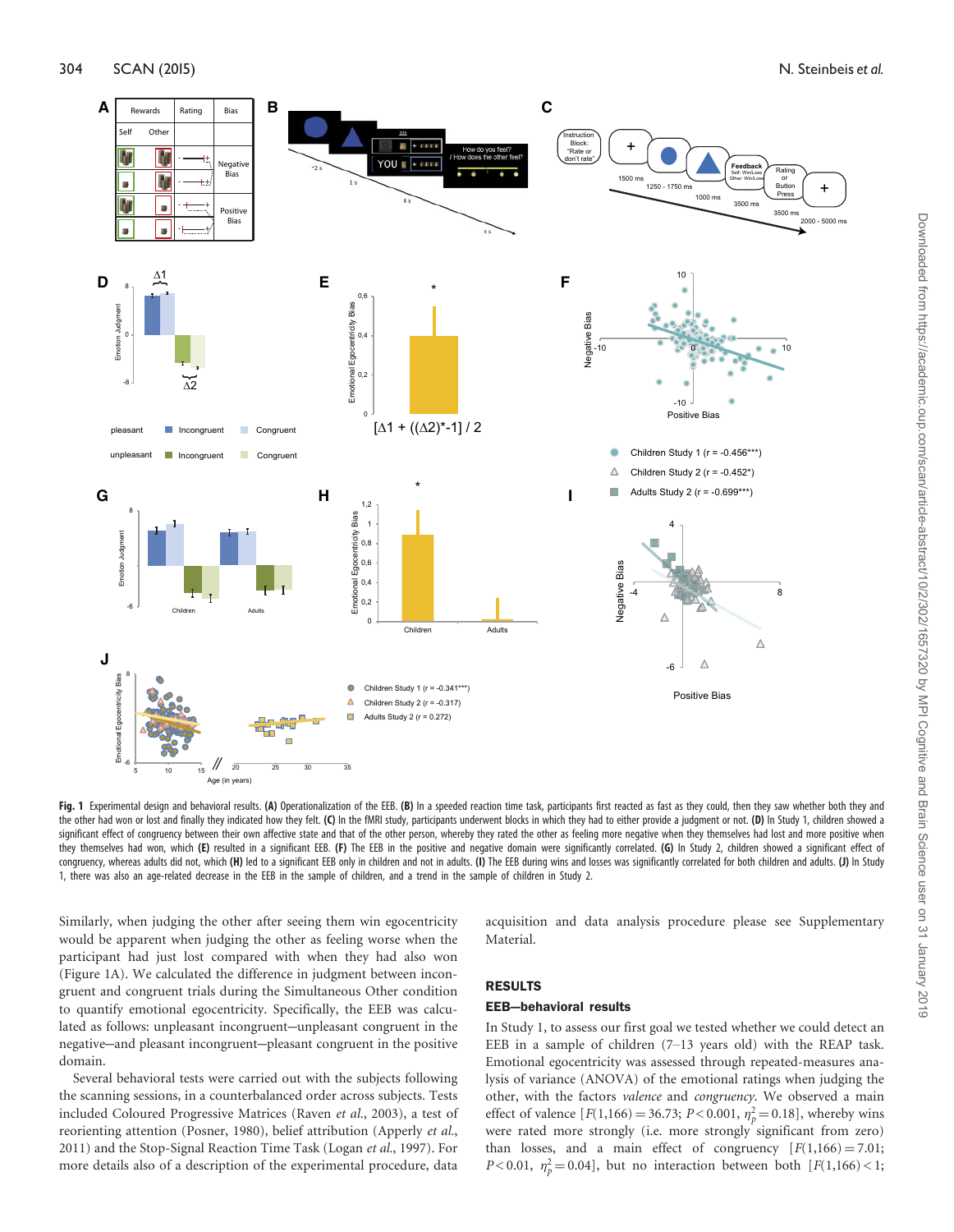A

| Rewards | | Rating | Bias |
|---|---|---|---|
| Self | Other | | |
| | | | Negative Bias |
| | | | |
| | | | Positive Bias |
| | | | |

B

~2 s

1 s

4 s

5 s

YOU

How do you feel? / How does the other feel?

C

Instruction Block: "Rate or don't rate"

1500 ms

1250 - 1750 ms

1000 ms

Feedback Self: Win/Lose Other: Win/Lose

3500 ms

Rating or Button Press

3500 ms

2000 - 5000 ms

D

Δ1

Δ2

Emotion Judgment

8

0

-8

pleasant Incongruent Congruent

unpleasant Incongruent Congruent

E

*

Emotional Egocentricity Bias

0,6

0,4

0,2

0

[Δ1 + ((Δ2)*-1] / 2

F

Negative Bias

10

-10

0

10

-10

Positive Bias

Children Study 1 (r = -0.456***)

Children Study 2 (r = -0.452*)

Adults Study 2 (r = -0.699***)

G

Emotion Judgment

8

-6

Children

Adults

H

*

Emotional Egocentricity Bias

1,2

1

0,8

0,6

0,4

0,2

0

Children

Adults

I

Negative Bias

4

-4

8

-6

Positive Bias

J

Emotional Egocentricity Bias

8

-6

5 10 15 // 20 25 30 35

Age (in years)

Children Study 1 (r = -0.341***)

Children Study 2 (r = -0.317)

Adults Study 2 (r = 0.272)

**Fig. 1** Experimental design and behavioral results. **(A)** Operationalization of the EEB. **(B)** In a speeded reaction time task, participants first reacted as fast as they could, then they saw whether both they and the other had won or lost and finally they indicated how they felt. **(C)** In the fMRI study, participants underwent blocks in which they had to either provide a judgment or not. **(D)** In Study 1, children showed a significant effect of congruency between their own affective state and that of the other person, whereby they rated the other as feeling more negative when they themselves had lost and more positive when they themselves had won, which **(E)** resulted in a significant EEB. **(F)** The EEB in the positive and negative domain were significantly correlated. **(G)** In Study 2, children showed a significant effect of congruency, whereas adults did not, which **(H)** led to a significant EEB only in children and not in adults. **(I)** The EEB during wins and losses was significantly correlated for both children and adults. **(J)** In Study 1, there was also an age-related decrease in the EEB in the sample of children, and a trend in the sample of children in Study 2.

Similarly, when judging the other after seeing them win egocentricity would be apparent when judging the other as feeling worse when the participant had just lost compared with when they had also won (Figure 1A). We calculated the difference in judgment between incongruent and congruent trials during the Simultaneous Other condition to quantify emotional egocentricity. Specifically, the EEB was calculated as follows: unpleasant incongruent—unpleasant congruent in the negative—and pleasant incongruent—pleasant congruent in the positive domain.

Several behavioral tests were carried out with the subjects following the scanning sessions, in a counterbalanced order across subjects. Tests included Coloured Progressive Matrices (Raven *et al.*, 2003), a test of reorienting attention (Posner, 1980), belief attribution (Apperly *et al.*, 2011) and the Stop-Signal Reaction Time Task (Logan *et al.*, 1997). For more details also of a description of the experimental procedure, data acquisition and data analysis procedure please see Supplementary Material.

## RESULTS

### EEB—behavioral results

In Study 1, to assess our first goal we tested whether we could detect an EEB in a sample of children (7–13 years old) with the REAP task. Emotional egocentricity was assessed through repeated-measures analysis of variance (ANOVA) of the emotional ratings when judging the other, with the factors *valence* and *congruency*. We observed a main effect of valence [$F(1,166) = 36.73$; $P < 0.001$, $\eta_p^2 = 0.18$], whereby wins were rated more strongly (i.e. more strongly significant from zero) than losses, and a main effect of congruency [$F(1,166) = 7.01$; $P < 0.01$, $\eta_p^2 = 0.04$], but no interaction between both [$F(1,166) < 1$;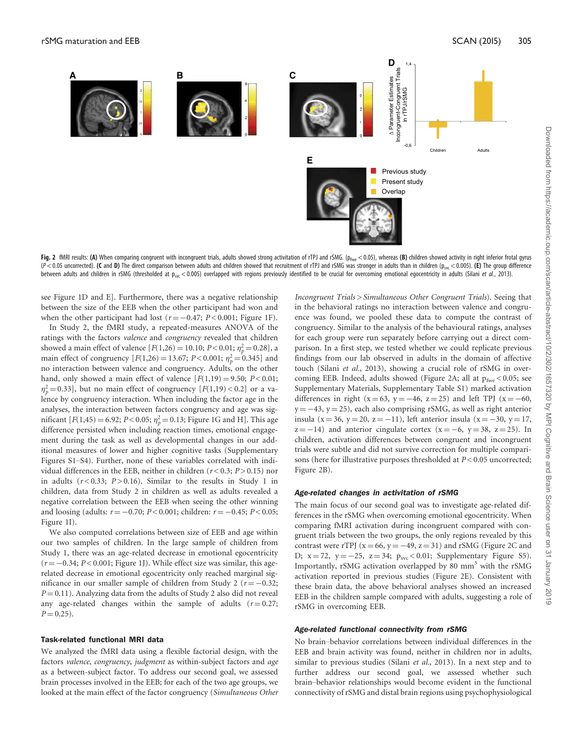A

B

C

D

Δ Parameter Estimates Incongruent-Congruent Trials in rTPJ/rSMG

1,4

-0,6

Children

Adults

E

Previous study

Present study

Overlap

**Fig. 2** fMRI results: **(A)** When comparing congruent with incongruent trials, adults showed strong activation of rTPJ and rSMG. ($p_{fwe} < 0.05$), whereas **(B)** children showed activity in right inferior frotal gyrus ($P < 0.05$ uncorrected). **(C** and **D)** The direct comparison between adults and children showed that recruitment of rTPJ and rSMG was stronger in adults than in children ($p_{svc} < 0.005$). **(E)** The group difference between adults and children in rSMG (thresholded at $p_{svc} < 0.005$) overlapped with regions previously identified to be crucial for overcoming emotional egocentricity in adults (Silani *et al.*, 2013).

see Figure 1D and E]. Furthermore, there was a negative relationship between the size of the EEB when the other participant had won and when the other participant had lost ($r = -0.47$; $P < 0.001$; Figure 1F).

In Study 2, the fMRI study, a repeated-measures ANOVA of the ratings with the factors *valence* and *congruency* revealed that children showed a main effect of valence [$F(1,26) = 10.10$; $P < 0.01$; $\eta_p^2 = 0.28$], a main effect of congruency [$F(1,26) = 13.67$; $P < 0.001$; $\eta_p^2 = 0.345$] and no interaction between valence and congruency. Adults, on the other hand, only showed a main effect of valence [$F(1,19) = 9.50$; $P < 0.01$; $\eta_p^2 = 0.33$], but no main effect of congruency [$F(1,19) < 0.2$] or a valence by congruency interaction. When including the factor age in the analyses, the interaction between factors congruency and age was significant [$F(1,45) = 6.92$; $P < 0.05$; $\eta_p^2 = 0.13$; Figure 1G and H]. This age difference persisted when including reaction times, emotional engagement during the task as well as developmental changes in our additional measures of lower and higher cognitive tasks (Supplementary Figures S1–S4). Further, none of these variables correlated with individual differences in the EEB, neither in children ($r < 0.3$; $P > 0.15$) nor in adults ($r < 0.33$; $P > 0.16$). Similar to the results in Study 1 in children, data from Study 2 in children as well as adults revealed a negative correlation between the EEB when seeing the other winning and loosing (adults: $r = -0.70$; $P < 0.001$; children: $r = -0.45$; $P < 0.05$; Figure 1I).

We also computed correlations between size of EEB and age within our two samples of children. In the large sample of children from Study 1, there was an age-related decrease in emotional egocentricity ($r = -0.34$; $P < 0.001$; Figure 1J). While effect size was similar, this age-related decrease in emotional egocentricity only reached marginal significance in our smaller sample of children from Study 2 ($r = -0.32$; $P = 0.11$). Analyzing data from the adults of Study 2 also did not reveal any age-related changes within the sample of adults ($r = 0.27$; $P = 0.25$).

### Task-related functional MRI data

We analyzed the fMRI data using a flexible factorial design, with the factors *valence*, *congruency*, *judgment* as within-subject factors and *age* as a between-subject factor. To address our second goal, we assessed brain processes involved in the EEB; for each of the two age groups, we looked at the main effect of the factor congruency (*Simultaneous Other Incongruent Trials > Simultaneous Other Congruent Trials*). Seeing that in the behavioral ratings no interaction between valence and congruence was found, we pooled these data to compute the contrast of congruency. Similar to the analysis of the behavioural ratings, analyses for each group were run separately before carrying out a direct comparison. In a first step, we tested whether we could replicate previous findings from our lab observed in adults in the domain of affective touch (Silani *et al.*, 2013), showing a crucial role of rSMG in overcoming EEB. Indeed, adults showed (Figure 2A; all at $p_{fwe} < 0.05$; see Supplementary Materials, Supplementary Table S1) marked activation differences in right ($x = 63$, $y = -46$, $z = 25$) and left TPJ ($x = -60$, $y = -43$, $y = 25$), each also comprising rSMG, as well as right anterior insula ($x = 36$, $y = 20$, $z = -11$), left anterior insula ($x = -30$, $y = 17$, $z = -14$) and anterior cingulate cortex ($x = -6$, $y = 38$, $z = 25$). In children, activation differences between congruent and incongruent trials were subtle and did not survive correction for multiple comparisons (here for illustrative purposes thresholded at $P < 0.05$ uncorrected; Figure 2B).

### *Age-related changes in activitation of rSMG*

The main focus of our second goal was to investigate age-related differences in the rSMG when overcoming emotional egocentricity. When comparing fMRI activation during incongruent compared with congruent trials between the two groups, the only regions revealed by this contrast were rTPJ ($x = 66$, $y = -49$, $z = 31$) and rSMG (Figure 2C and D; $x = 72$, $y = -25$, $z = 34$; $p_{svc} < 0.01$; Supplementary Figure S5). Importantly, rSMG activation overlapped by 80 $mm^3$ with the rSMG activation reported in previous studies (Figure 2E). Consistent with these brain data, the above behavioral analyses showed an increased EEB in the children sample compared with adults, suggesting a role of rSMG in overcoming EEB.

### *Age-related functional connectivity from rSMG*

No brain–behavior correlations between individual differences in the EEB and brain activity was found, neither in children nor in adults, similar to previous studies (Silani *et al.*, 2013). In a next step and to further address our second goal, we assessed whether such brain–behavior relationships would become evident in the functional connectivity of rSMG and distal brain regions using psychophysiological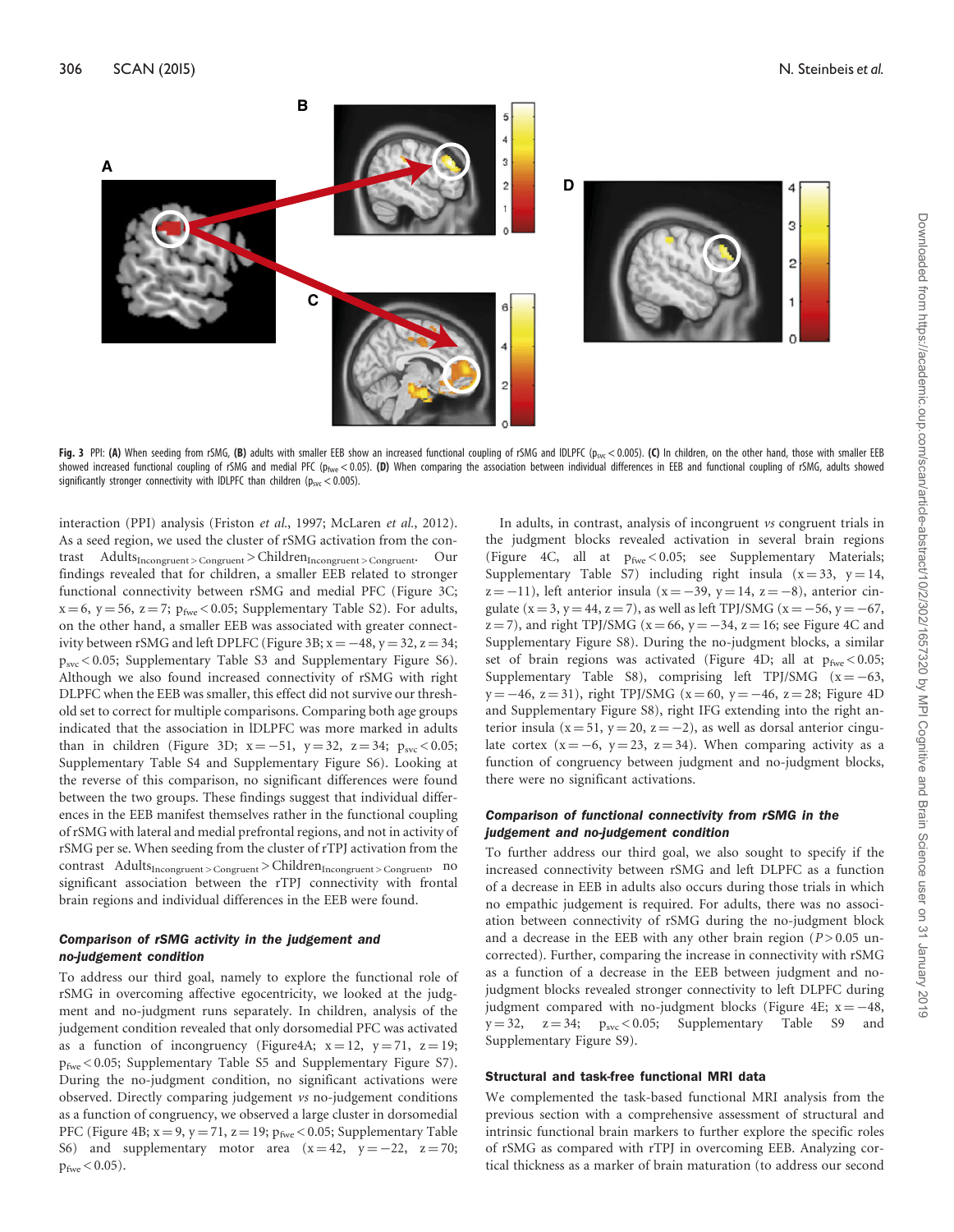A

B

C

D

**Fig. 3** PPI: **(A)** When seeding from rSMG, **(B)** adults with smaller EEB show an increased functional coupling of rSMG and lDLPFC ($p_{svc} < 0.005$). **(C)** In children, on the other hand, those with smaller EEB showed increased functional coupling of rSMG and medial PFC ($p_{fwe} < 0.05$). **(D)** When comparing the association between individual differences in EEB and functional coupling of rSMG, adults showed significantly stronger connectivity with lDLPFC than children ($p_{svc} < 0.005$).

interaction (PPI) analysis (Friston *et al.*, 1997; McLaren *et al.*, 2012). As a seed region, we used the cluster of rSMG activation from the contrast $\text{Adults}_{\text{Incongruent} > \text{Congruent}} > \text{Children}_{\text{Incongruent} > \text{Congruent}}$. Our findings revealed that for children, a smaller EEB related to stronger functional connectivity between rSMG and medial PFC (Figure 3C; $x = 6$, $y = 56$, $z = 7$; $p_{fwe} < 0.05$; Supplementary Table S2). For adults, on the other hand, a smaller EEB was associated with greater connectivity between rSMG and left DPLFC (Figure 3B; $x = -48$, $y = 32$, $z = 34$; $p_{svc} < 0.05$; Supplementary Table S3 and Supplementary Figure S6). Although we also found increased connectivity of rSMG with right DLPFC when the EEB was smaller, this effect did not survive our threshold set to correct for multiple comparisons. Comparing both age groups indicated that the association in lDLPFC was more marked in adults than in children (Figure 3D; $x = -51$, $y = 32$, $z = 34$; $p_{svc} < 0.05$; Supplementary Table S4 and Supplementary Figure S6). Looking at the reverse of this comparison, no significant differences were found between the two groups. These findings suggest that individual differences in the EEB manifest themselves rather in the functional coupling of rSMG with lateral and medial prefrontal regions, and not in activity of rSMG per se. When seeding from the cluster of rTPJ activation from the contrast $\text{Adults}_{\text{Incongruent} > \text{Congruent}} > \text{Children}_{\text{Incongruent} > \text{Congruent}}$, no significant association between the rTPJ connectivity with frontal brain regions and individual differences in the EEB were found.

#### *Comparison of rSMG activity in the judgement and no-judgement condition*

To address our third goal, namely to explore the functional role of rSMG in overcoming affective egocentricity, we looked at the judgment and no-judgment runs separately. In children, analysis of the judgement condition revealed that only dorsomedial PFC was activated as a function of incongruency (Figure4A; $x = 12$, $y = 71$, $z = 19$; $p_{fwe} < 0.05$; Supplementary Table S5 and Supplementary Figure S7). During the no-judgment condition, no significant activations were observed. Directly comparing judgement *vs* no-judgement conditions as a function of congruency, we observed a large cluster in dorsomedial PFC (Figure 4B; $x = 9$, $y = 71$, $z = 19$; $p_{fwe} < 0.05$; Supplementary Table S6) and supplementary motor area ($x = 42$, $y = -22$, $z = 70$; $p_{fwe} < 0.05$).

In adults, in contrast, analysis of incongruent *vs* congruent trials in the judgment blocks revealed activation in several brain regions (Figure 4C, all at $p_{fwe} < 0.05$; see Supplementary Materials; Supplementary Table S7) including right insula ($x = 33$, $y = 14$, $z = -11$), left anterior insula ($x = -39$, $y = 14$, $z = -8$), anterior cingulate ($x = 3$, $y = 44$, $z = 7$), as well as left TPJ/SMG ($x = -56$, $y = -67$, $z = 7$), and right TPJ/SMG ($x = 66$, $y = -34$, $z = 16$; see Figure 4C and Supplementary Figure S8). During the no-judgment blocks, a similar set of brain regions was activated (Figure 4D; all at $p_{fwe} < 0.05$; Supplementary Table S8), comprising left TPJ/SMG ($x = -63$, $y = -46$, $z = 31$), right TPJ/SMG ($x = 60$, $y = -46$, $z = 28$; Figure 4D and Supplementary Figure S8), right IFG extending into the right anterior insula ($x = 51$, $y = 20$, $z = -2$), as well as dorsal anterior cingulate cortex ($x = -6$, $y = 23$, $z = 34$). When comparing activity as a function of congruency between judgment and no-judgment blocks, there were no significant activations.

#### *Comparison of functional connectivity from rSMG in the judgement and no-judgement condition*

To further address our third goal, we also sought to specify if the increased connectivity between rSMG and left DLPFC as a function of a decrease in EEB in adults also occurs during those trials in which no empathic judgement is required. For adults, there was no association between connectivity of rSMG during the no-judgment block and a decrease in the EEB with any other brain region ($P > 0.05$ uncorrected). Further, comparing the increase in connectivity with rSMG as a function of a decrease in the EEB between judgment and no-judgment blocks revealed stronger connectivity to left DLPFC during judgment compared with no-judgment blocks (Figure 4E; $x = -48$, $y = 32$, $z = 34$; $p_{svc} < 0.05$; Supplementary Table S9 and Supplementary Figure S9).

#### Structural and task-free functional MRI data

We complemented the task-based functional MRI analysis from the previous section with a comprehensive assessment of structural and intrinsic functional brain markers to further explore the specific roles of rSMG as compared with rTPJ in overcoming EEB. Analyzing cortical thickness as a marker of brain maturation (to address our second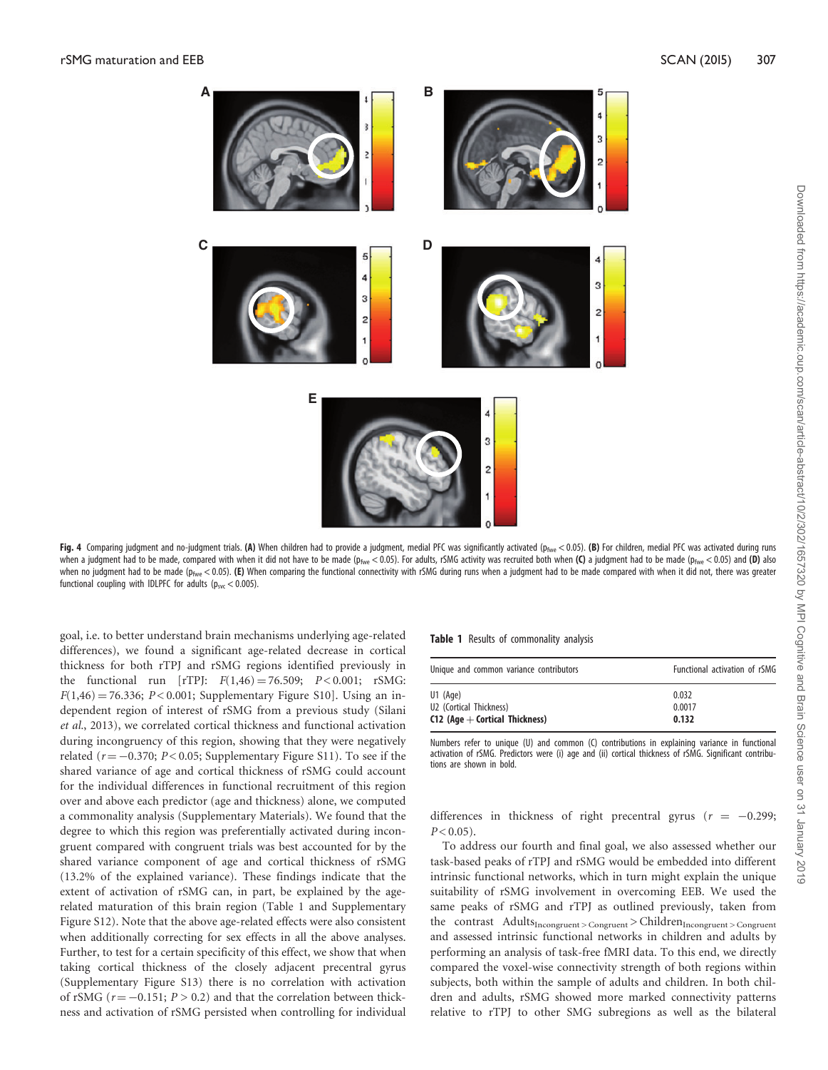A

B

C

D

E

**Fig. 4** Comparing judgment and no-judgment trials. **(A)** When children had to provide a judgment, medial PFC was significantly activated ($p_{fwe} < 0.05$). **(B)** For children, medial PFC was activated during runs when a judgment had to be made, compared with when it did not have to be made ($p_{fwe} < 0.05$). For adults, rSMG activity was recruited both when **(C)** a judgment had to be made ($p_{fwe} < 0.05$) and **(D)** also when no judgment had to be made ($p_{fwe} < 0.05$). **(E)** When comparing the functional connectivity with rSMG during runs when a judgment had to be made compared with when it did not, there was greater functional coupling with lDLPFC for adults ($p_{svc} < 0.005$).

goal, i.e. to better understand brain mechanisms underlying age-related differences), we found a significant age-related decrease in cortical thickness for both rTPJ and rSMG regions identified previously in the functional run [rTPJ: $F(1,46) = 76.509$; $P < 0.001$; rSMG: $F(1,46) = 76.336$; $P < 0.001$; Supplementary Figure S10]. Using an independent region of interest of rSMG from a previous study (Silani *et al.*, 2013), we correlated cortical thickness and functional activation during incongruency of this region, showing that they were negatively related ($r = -0.370$; $P < 0.05$; Supplementary Figure S11). To see if the shared variance of age and cortical thickness of rSMG could account for the individual differences in functional recruitment of this region over and above each predictor (age and thickness) alone, we computed a commonality analysis (Supplementary Materials). We found that the degree to which this region was preferentially activated during incongruent compared with congruent trials was best accounted for by the shared variance component of age and cortical thickness of rSMG (13.2% of the explained variance). These findings indicate that the extent of activation of rSMG can, in part, be explained by the age-related maturation of this brain region (Table 1 and Supplementary Figure S12). Note that the above age-related effects were also consistent when additionally correcting for sex effects in all the above analyses. Further, to test for a certain specificity of this effect, we show that when taking cortical thickness of the closely adjacent precentral gyrus (Supplementary Figure S13) there is no correlation with activation of rSMG ($r = -0.151$; $P > 0.2$) and that the correlation between thickness and activation of rSMG persisted when controlling for individual

**Table 1** Results of commonality analysis

| Unique and common variance contributors | Functional activation of rSMG |
|---|---|
| U1 (Age) | 0.032 |
| U2 (Cortical Thickness) | 0.0017 |
| **C12 (Age + Cortical Thickness)** | **0.132** |

Numbers refer to unique (U) and common (C) contributions in explaining variance in functional activation of rSMG. Predictors were (i) age and (ii) cortical thickness of rSMG. Significant contributions are shown in bold.

differences in thickness of right precentral gyrus ($r = -0.299$; $P < 0.05$).

To address our fourth and final goal, we also assessed whether our task-based peaks of rTPJ and rSMG would be embedded into different intrinsic functional networks, which in turn might explain the unique suitability of rSMG involvement in overcoming EEB. We used the same peaks of rSMG and rTPJ as outlined previously, taken from the contrast $\text{Adults}_{\text{Incongruent} > \text{Congruent}} > \text{Children}_{\text{Incongruent} > \text{Congruent}}$ and assessed intrinsic functional networks in children and adults by performing an analysis of task-free fMRI data. To this end, we directly compared the voxel-wise connectivity strength of both regions within subjects, both within the sample of adults and children. In both children and adults, rSMG showed more marked connectivity patterns relative to rTPJ to other SMG subregions as well as the bilateral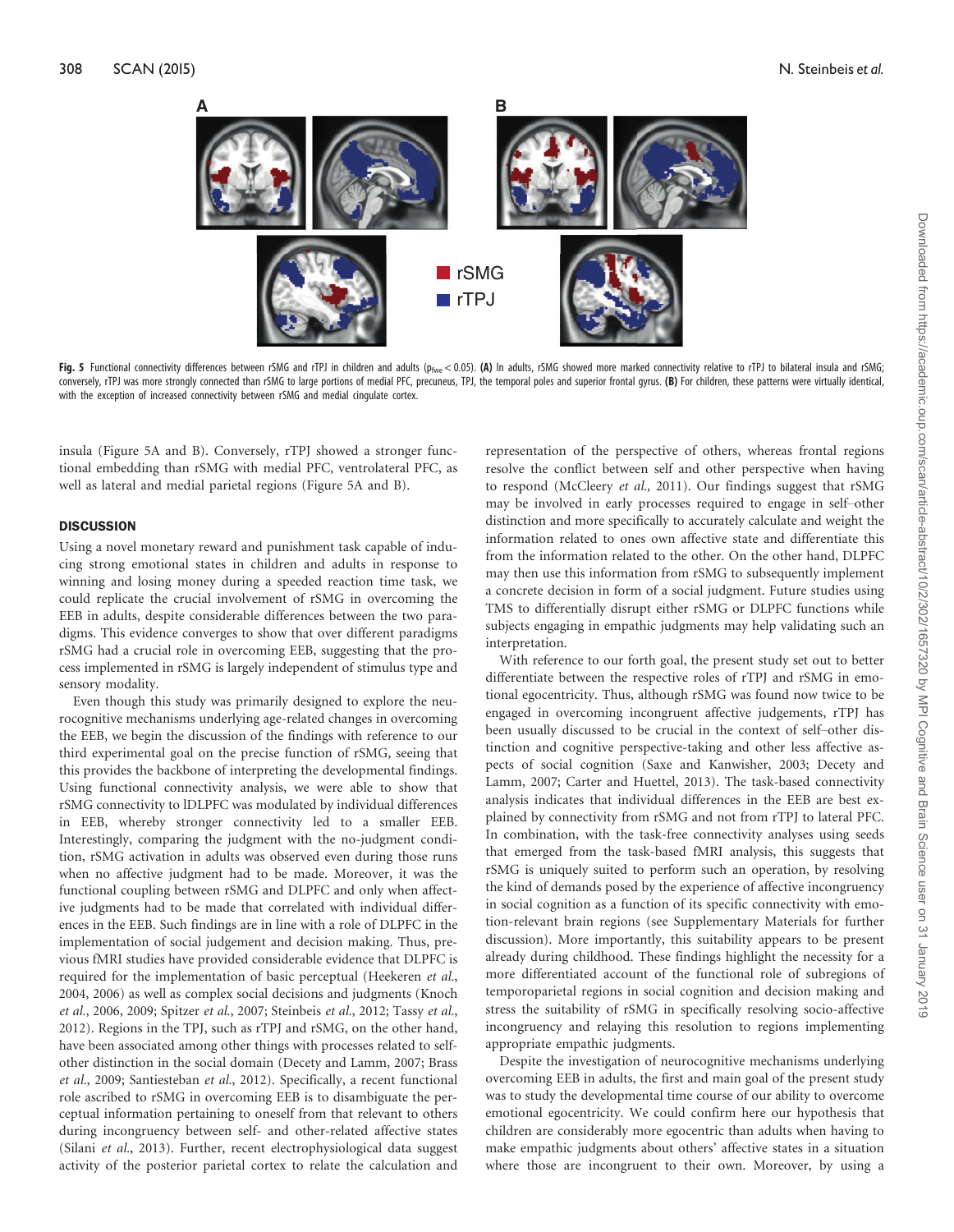A

B

rSMG

rTPJ

**Fig. 5** Functional connectivity differences between rSMG and rTPJ in children and adults ($p_{fwe} < 0.05$). **(A)** In adults, rSMG showed more marked connectivity relative to rTPJ to bilateral insula and rSMG; conversely, rTPJ was more strongly connected than rSMG to large portions of medial PFC, precuneus, TPJ, the temporal poles and superior frontal gyrus. **(B)** For children, these patterns were virtually identical, with the exception of increased connectivity between rSMG and medial cingulate cortex.

insula (Figure 5A and B). Conversely, rTPJ showed a stronger functional embedding than rSMG with medial PFC, ventrolateral PFC, as well as lateral and medial parietal regions (Figure 5A and B).

## DISCUSSION

Using a novel monetary reward and punishment task capable of inducing strong emotional states in children and adults in response to winning and losing money during a speeded reaction time task, we could replicate the crucial involvement of rSMG in overcoming the EEB in adults, despite considerable differences between the two paradigms. This evidence converges to show that over different paradigms rSMG had a crucial role in overcoming EEB, suggesting that the process implemented in rSMG is largely independent of stimulus type and sensory modality.

Even though this study was primarily designed to explore the neurocognitive mechanisms underlying age-related changes in overcoming the EEB, we begin the discussion of the findings with reference to our third experimental goal on the precise function of rSMG, seeing that this provides the backbone of interpreting the developmental findings. Using functional connectivity analysis, we were able to show that rSMG connectivity to lDLPFC was modulated by individual differences in EEB, whereby stronger connectivity led to a smaller EEB. Interestingly, comparing the judgment with the no-judgment condition, rSMG activation in adults was observed even during those runs when no affective judgment had to be made. Moreover, it was the functional coupling between rSMG and DLPFC and only when affective judgments had to be made that correlated with individual differences in the EEB. Such findings are in line with a role of DLPFC in the implementation of social judgement and decision making. Thus, previous fMRI studies have provided considerable evidence that DLPFC is required for the implementation of basic perceptual (Heekeren *et al.*, 2004, 2006) as well as complex social decisions and judgments (Knoch *et al.*, 2006, 2009; Spitzer *et al.*, 2007; Steinbeis *et al.*, 2012; Tassy *et al.*, 2012). Regions in the TPJ, such as rTPJ and rSMG, on the other hand, have been associated among other things with processes related to self-other distinction in the social domain (Decety and Lamm, 2007; Brass *et al.*, 2009; Santiesteban *et al.*, 2012). Specifically, a recent functional role ascribed to rSMG in overcoming EEB is to disambiguate the perceptual information pertaining to oneself from that relevant to others during incongruency between self- and other-related affective states (Silani *et al.*, 2013). Further, recent electrophysiological data suggest activity of the posterior parietal cortex to relate the calculation and representation of the perspective of others, whereas frontal regions resolve the conflict between self and other perspective when having to respond (McCleery *et al.*, 2011). Our findings suggest that rSMG may be involved in early processes required to engage in self–other distinction and more specifically to accurately calculate and weight the information related to ones own affective state and differentiate this from the information related to the other. On the other hand, DLPFC may then use this information from rSMG to subsequently implement a concrete decision in form of a social judgment. Future studies using TMS to differentially disrupt either rSMG or DLPFC functions while subjects engaging in empathic judgments may help validating such an interpretation.

With reference to our forth goal, the present study set out to better differentiate between the respective roles of rTPJ and rSMG in emotional egocentricity. Thus, although rSMG was found now twice to be engaged in overcoming incongruent affective judgements, rTPJ has been usually discussed to be crucial in the context of self–other distinction and cognitive perspective-taking and other less affective aspects of social cognition (Saxe and Kanwisher, 2003; Decety and Lamm, 2007; Carter and Huettel, 2013). The task-based connectivity analysis indicates that individual differences in the EEB are best explained by connectivity from rSMG and not from rTPJ to lateral PFC. In combination, with the task-free connectivity analyses using seeds that emerged from the task-based fMRI analysis, this suggests that rSMG is uniquely suited to perform such an operation, by resolving the kind of demands posed by the experience of affective incongruency in social cognition as a function of its specific connectivity with emotion-relevant brain regions (see Supplementary Materials for further discussion). More importantly, this suitability appears to be present already during childhood. These findings highlight the necessity for a more differentiated account of the functional role of subregions of temporoparietal regions in social cognition and decision making and stress the suitability of rSMG in specifically resolving socio-affective incongruency and relaying this resolution to regions implementing appropriate empathic judgments.

Despite the investigation of neurocognitive mechanisms underlying overcoming EEB in adults, the first and main goal of the present study was to study the developmental time course of our ability to overcome emotional egocentricity. We could confirm here our hypothesis that children are considerably more egocentric than adults when having to make empathic judgments about others' affective states in a situation where those are incongruent to their own. Moreover, by using a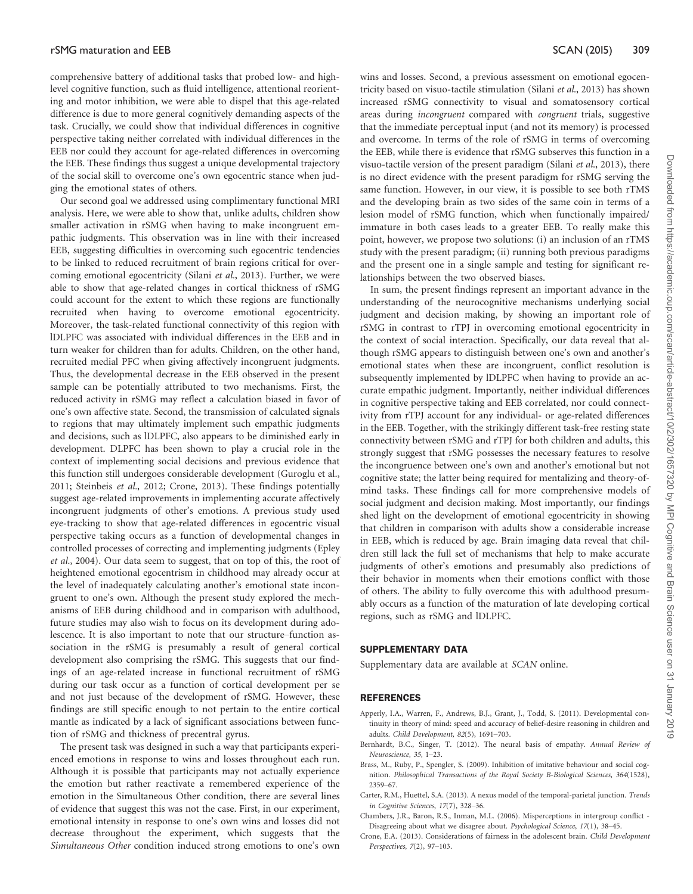comprehensive battery of additional tasks that probed low- and high-level cognitive function, such as fluid intelligence, attentional reorienting and motor inhibition, we were able to dispel that this age-related difference is due to more general cognitively demanding aspects of the task. Crucially, we could show that individual differences in cognitive perspective taking neither correlated with individual differences in the EEB nor could they account for age-related differences in overcoming the EEB. These findings thus suggest a unique developmental trajectory of the social skill to overcome one's own egocentric stance when judging the emotional states of others.

Our second goal we addressed using complimentary functional MRI analysis. Here, we were able to show that, unlike adults, children show smaller activation in rSMG when having to make incongruent empathic judgments. This observation was in line with their increased EEB, suggesting difficulties in overcoming such egocentric tendencies to be linked to reduced recruitment of brain regions critical for overcoming emotional egocentricity (Silani *et al.*, 2013). Further, we were able to show that age-related changes in cortical thickness of rSMG could account for the extent to which these regions are functionally recruited when having to overcome emotional egocentricity. Moreover, the task-related functional connectivity of this region with lDLPFC was associated with individual differences in the EEB and in turn weaker for children than for adults. Children, on the other hand, recruited medial PFC when giving affectively incongruent judgments. Thus, the developmental decrease in the EEB observed in the present sample can be potentially attributed to two mechanisms. First, the reduced activity in rSMG may reflect a calculation biased in favor of one's own affective state. Second, the transmission of calculated signals to regions that may ultimately implement such empathic judgments and decisions, such as lDLPFC, also appears to be diminished early in development. DLPFC has been shown to play a crucial role in the context of implementing social decisions and previous evidence that this function still undergoes considerable development (Guroglu et al., 2011; Steinbeis *et al.*, 2012; Crone, 2013). These findings potentially suggest age-related improvements in implementing accurate affectively incongruent judgments of other's emotions. A previous study used eye-tracking to show that age-related differences in egocentric visual perspective taking occurs as a function of developmental changes in controlled processes of correcting and implementing judgments (Epley *et al.*, 2004). Our data seem to suggest, that on top of this, the root of heightened emotional egocentrism in childhood may already occur at the level of inadequately calculating another's emotional state incongruent to one's own. Although the present study explored the mechanisms of EEB during childhood and in comparison with adulthood, future studies may also wish to focus on its development during adolescence. It is also important to note that our structure–function association in the rSMG is presumably a result of general cortical development also comprising the rSMG. This suggests that our findings of an age-related increase in functional recruitment of rSMG during our task occur as a function of cortical development per se and not just because of the development of rSMG. However, these findings are still specific enough to not pertain to the entire cortical mantle as indicated by a lack of significant associations between function of rSMG and thickness of precentral gyrus.

The present task was designed in such a way that participants experienced emotions in response to wins and losses throughout each run. Although it is possible that participants may not actually experience the emotion but rather reactivate a remembered experience of the emotion in the Simultaneous Other condition, there are several lines of evidence that suggest this was not the case. First, in our experiment, emotional intensity in response to one's own wins and losses did not decrease throughout the experiment, which suggests that the *Simultaneous Other* condition induced strong emotions to one's own wins and losses. Second, a previous assessment on emotional egocentricity based on visuo-tactile stimulation (Silani *et al.*, 2013) has shown increased rSMG connectivity to visual and somatosensory cortical areas during *incongruent* compared with *congruent* trials, suggestive that the immediate perceptual input (and not its memory) is processed and overcome. In terms of the role of rSMG in terms of overcoming the EEB, while there is evidence that rSMG subserves this function in a visuo-tactile version of the present paradigm (Silani *et al.*, 2013), there is no direct evidence with the present paradigm for rSMG serving the same function. However, in our view, it is possible to see both rTMS and the developing brain as two sides of the same coin in terms of a lesion model of rSMG function, which when functionally impaired/immature in both cases leads to a greater EEB. To really make this point, however, we propose two solutions: (i) an inclusion of an rTMS study with the present paradigm; (ii) running both previous paradigms and the present one in a single sample and testing for significant relationships between the two observed biases.

In sum, the present findings represent an important advance in the understanding of the neurocognitive mechanisms underlying social judgment and decision making, by showing an important role of rSMG in contrast to rTPJ in overcoming emotional egocentricity in the context of social interaction. Specifically, our data reveal that although rSMG appears to distinguish between one's own and another's emotional states when these are incongruent, conflict resolution is subsequently implemented by lDLPFC when having to provide an accurate empathic judgment. Importantly, neither individual differences in cognitive perspective taking and EEB correlated, nor could connectivity from rTPJ account for any individual- or age-related differences in the EEB. Together, with the strikingly different task-free resting state connectivity between rSMG and rTPJ for both children and adults, this strongly suggest that rSMG possesses the necessary features to resolve the incongruence between one's own and another's emotional but not cognitive state; the latter being required for mentalizing and theory-of-mind tasks. These findings call for more comprehensive models of social judgment and decision making. Most importantly, our findings shed light on the development of emotional egocentricity in showing that children in comparison with adults show a considerable increase in EEB, which is reduced by age. Brain imaging data reveal that children still lack the full set of mechanisms that help to make accurate judgments of other's emotions and presumably also predictions of their behavior in moments when their emotions conflict with those of others. The ability to fully overcome this with adulthood presumably occurs as a function of the maturation of late developing cortical regions, such as rSMG and lDLPFC.

## SUPPLEMENTARY DATA

Supplementary data are available at *SCAN* online.

## REFERENCES

Apperly, I.A., Warren, F., Andrews, B.J., Grant, J., Todd, S. (2011). Developmental continuity in theory of mind: speed and accuracy of belief-desire reasoning in children and adults. *Child Development*, *82*(5), 1691–703.

Bernhardt, B.C., Singer, T. (2012). The neural basis of empathy. *Annual Review of Neuroscience*, *35*, 1–23.

Brass, M., Ruby, P., Spengler, S. (2009). Inhibition of imitative behaviour and social cognition. *Philosophical Transactions of the Royal Society B-Biological Sciences*, *364*(1528), 2359–67.

Carter, R.M., Huettel, S.A. (2013). A nexus model of the temporal-parietal junction. *Trends in Cognitive Sciences*, *17*(7), 328–36.

Chambers, J.R., Baron, R.S., Inman, M.L. (2006). Misperceptions in intergroup conflict - Disagreeing about what we disagree about. *Psychological Science*, *17*(1), 38–45.

Crone, E.A. (2013). Considerations of fairness in the adolescent brain. *Child Development Perspectives*, *7*(2), 97–103.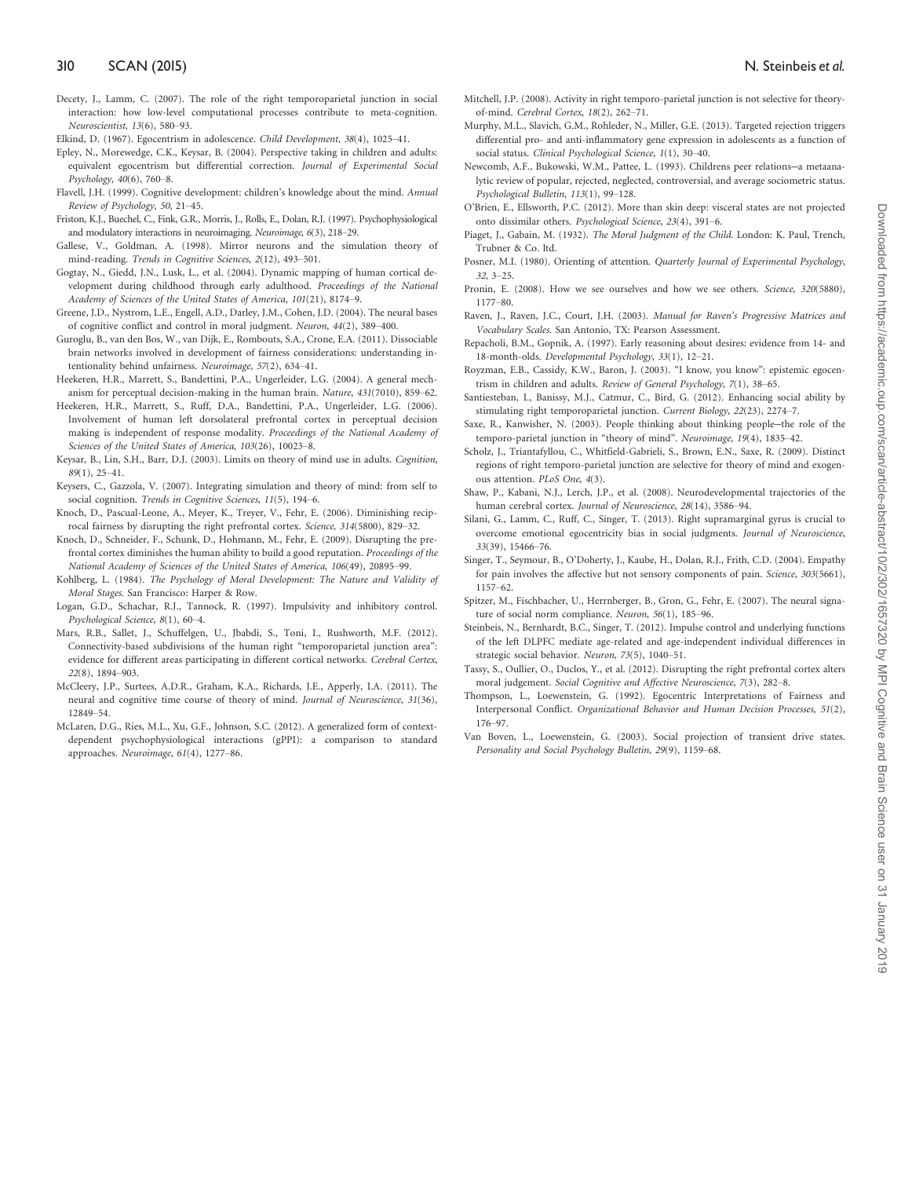Decety, J., Lamm, C. (2007). The role of the right temporoparietal junction in social interaction: how low-level computational processes contribute to meta-cognition. *Neuroscientist*, *13*(6), 580–93.

Elkind, D. (1967). Egocentrism in adolescence. *Child Development*, *38*(4), 1025–41.

Epley, N., Morewedge, C.K., Keysar, B. (2004). Perspective taking in children and adults: equivalent egocentrism but differential correction. *Journal of Experimental Social Psychology*, *40*(6), 760–8.

Flavell, J.H. (1999). Cognitive development: children's knowledge about the mind. *Annual Review of Psychology*, *50*, 21–45.

Friston, K.J., Buechel, C., Fink, G.R., Morris, J., Rolls, E., Dolan, R.J. (1997). Psychophysiological and modulatory interactions in neuroimaging. *Neuroimage*, *6*(3), 218–29.

Gallese, V., Goldman, A. (1998). Mirror neurons and the simulation theory of mind-reading. *Trends in Cognitive Sciences*, *2*(12), 493–501.

Gogtay, N., Giedd, J.N., Lusk, L., et al. (2004). Dynamic mapping of human cortical development during childhood through early adulthood. *Proceedings of the National Academy of Sciences of the United States of America*, *101*(21), 8174–9.

Greene, J.D., Nystrom, L.E., Engell, A.D., Darley, J.M., Cohen, J.D. (2004). The neural bases of cognitive conflict and control in moral judgment. *Neuron*, *44*(2), 389–400.

Guroglu, B., van den Bos, W., van Dijk, E., Rombouts, S.A., Crone, E.A. (2011). Dissociable brain networks involved in development of fairness considerations: understanding intentionality behind unfairness. *Neuroimage*, *57*(2), 634–41.

Heekeren, H.R., Marrett, S., Bandettini, P.A., Ungerleider, L.G. (2004). A general mechanism for perceptual decision-making in the human brain. *Nature*, *431*(7010), 859–62.

Heekeren, H.R., Marrett, S., Ruff, D.A., Bandettini, P.A., Ungerleider, L.G. (2006). Involvement of human left dorsolateral prefrontal cortex in perceptual decision making is independent of response modality. *Proceedings of the National Academy of Sciences of the United States of America*, *103*(26), 10023–8.

Keysar, B., Lin, S.H., Barr, D.J. (2003). Limits on theory of mind use in adults. *Cognition*, *89*(1), 25–41.

Keysers, C., Gazzola, V. (2007). Integrating simulation and theory of mind: from self to social cognition. *Trends in Cognitive Sciences*, *11*(5), 194–6.

Knoch, D., Pascual-Leone, A., Meyer, K., Treyer, V., Fehr, E. (2006). Diminishing reciprocal fairness by disrupting the right prefrontal cortex. *Science*, *314*(5800), 829–32.

Knoch, D., Schneider, F., Schunk, D., Hohmann, M., Fehr, E. (2009). Disrupting the prefrontal cortex diminishes the human ability to build a good reputation. *Proceedings of the National Academy of Sciences of the United States of America*, *106*(49), 20895–99.

Kohlberg, L. (1984). *The Psychology of Moral Development: The Nature and Validity of Moral Stages*. San Francisco: Harper & Row.

Logan, G.D., Schachar, R.J., Tannock, R. (1997). Impulsivity and inhibitory control. *Psychological Science*, *8*(1), 60–4.

Mars, R.B., Sallet, J., Schuffelgen, U., Jbabdi, S., Toni, I., Rushworth, M.F. (2012). Connectivity-based subdivisions of the human right "temporoparietal junction area": evidence for different areas participating in different cortical networks. *Cerebral Cortex*, *22*(8), 1894–903.

McCleery, J.P., Surtees, A.D.R., Graham, K.A., Richards, J.E., Apperly, I.A. (2011). The neural and cognitive time course of theory of mind. *Journal of Neuroscience*, *31*(36), 12849–54.

McLaren, D.G., Ries, M.L., Xu, G.F., Johnson, S.C. (2012). A generalized form of context-dependent psychophysiological interactions (gPPI): a comparison to standard approaches. *Neuroimage*, *61*(4), 1277–86.

Mitchell, J.P. (2008). Activity in right temporo-parietal junction is not selective for theory-of-mind. *Cerebral Cortex*, *18*(2), 262–71.

Murphy, M.L., Slavich, G.M., Rohleder, N., Miller, G.E. (2013). Targeted rejection triggers differential pro- and anti-inflammatory gene expression in adolescents as a function of social status. *Clinical Psychological Science*, *1*(1), 30–40.

Newcomb, A.F., Bukowski, W.M., Pattee, L. (1993). Childrens peer relations—a metaanalytic review of popular, rejected, neglected, controversial, and average sociometric status. *Psychological Bulletin*, *113*(1), 99–128.

O'Brien, E., Ellsworth, P.C. (2012). More than skin deep: visceral states are not projected onto dissimilar others. *Psychological Science*, *23*(4), 391–6.

Piaget, J., Gabain, M. (1932). *The Moral Judgment of the Child*. London: K. Paul, Trench, Trubner & Co. ltd.

Posner, M.I. (1980). Orienting of attention. *Quarterly Journal of Experimental Psychology*, *32*, 3–25.

Pronin, E. (2008). How we see ourselves and how we see others. *Science*, *320*(5880), 1177–80.

Raven, J., Raven, J.C., Court, J.H. (2003). *Manual for Raven's Progressive Matrices and Vocabulary Scales*. San Antonio, TX: Pearson Assessment.

Repacholi, B.M., Gopnik, A. (1997). Early reasoning about desires: evidence from 14- and 18-month-olds. *Developmental Psychology*, *33*(1), 12–21.

Royzman, E.B., Cassidy, K.W., Baron, J. (2003). "I know, you know": epistemic egocentrism in children and adults. *Review of General Psychology*, *7*(1), 38–65.

Santiesteban, I., Banissy, M.J., Catmur, C., Bird, G. (2012). Enhancing social ability by stimulating right temporoparietal junction. *Current Biology*, *22*(23), 2274–7.

Saxe, R., Kanwisher, N. (2003). People thinking about thinking people—the role of the temporo-parietal junction in "theory of mind". *Neuroimage*, *19*(4), 1835–42.

Scholz, J., Triantafyllou, C., Whitfield-Gabrieli, S., Brown, E.N., Saxe, R. (2009). Distinct regions of right temporo-parietal junction are selective for theory of mind and exogenous attention. *PLoS One*, *4*(3).

Shaw, P., Kabani, N.J., Lerch, J.P., et al. (2008). Neurodevelopmental trajectories of the human cerebral cortex. *Journal of Neuroscience*, *28*(14), 3586–94.

Silani, G., Lamm, C., Ruff, C., Singer, T. (2013). Right supramarginal gyrus is crucial to overcome emotional egocentricity bias in social judgments. *Journal of Neuroscience*, *33*(39), 15466–76.

Singer, T., Seymour, B., O'Doherty, J., Kaube, H., Dolan, R.J., Frith, C.D. (2004). Empathy for pain involves the affective but not sensory components of pain. *Science*, *303*(5661), 1157–62.

Spitzer, M., Fischbacher, U., Herrnberger, B., Gron, G., Fehr, E. (2007). The neural signature of social norm compliance. *Neuron*, *56*(1), 185–96.

Steinbeis, N., Bernhardt, B.C., Singer, T. (2012). Impulse control and underlying functions of the left DLPFC mediate age-related and age-independent individual differences in strategic social behavior. *Neuron*, *73*(5), 1040–51.

Tassy, S., Oullier, O., Duclos, Y., et al. (2012). Disrupting the right prefrontal cortex alters moral judgement. *Social Cognitive and Affective Neuroscience*, *7*(3), 282–8.

Thompson, L., Loewenstein, G. (1992). Egocentric Interpretations of Fairness and Interpersonal Conflict. *Organizational Behavior and Human Decision Processes*, *51*(2), 176–97.

Van Boven, L., Loewenstein, G. (2003). Social projection of transient drive states. *Personality and Social Psychology Bulletin*, *29*(9), 1159–68.